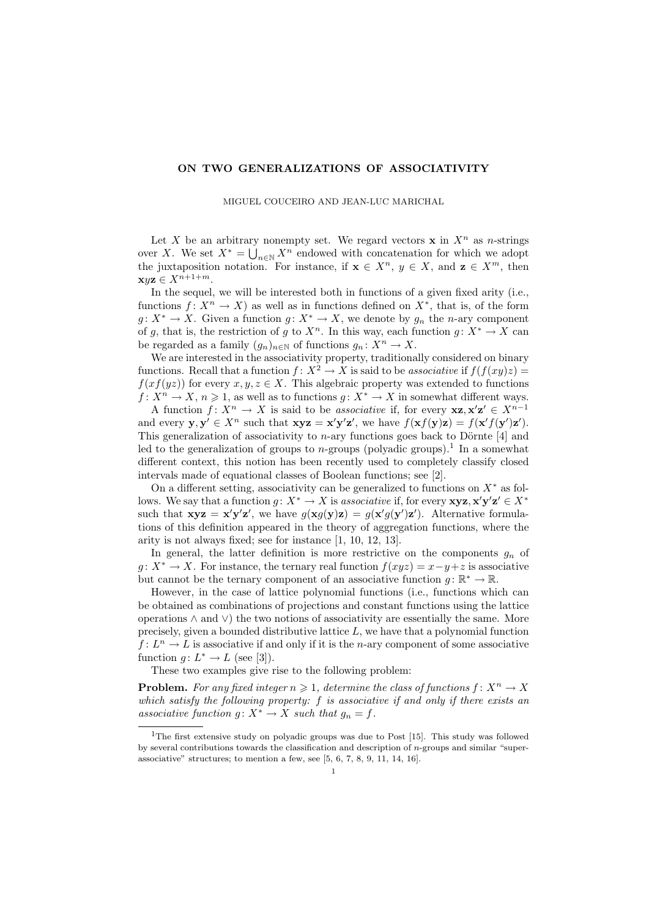# ON TWO GENERALIZATIONS OF ASSOCIATIVITY

MIGUEL COUCEIRO AND JEAN-LUC MARICHAL

Let $X$ be an arbitrary nonempty set. We regard vectors $\mathbf{x}$ in $X^n$ as $n$-strings over $X$. We set $X^* = \bigcup_{n\in\mathbb{N}} X^n$ endowed with concatenation for which we adopt the juxtaposition notation. For instance, if $\mathbf{x} \in X^n$, $y \in X$, and $\mathbf{z} \in X^m$, then $\mathbf{x}y\mathbf{z} \in X^{n+1+m}$.

In the sequel, we will be interested both in functions of a given fixed arity (i.e., functions $f\colon X^n \to X$) as well as in functions defined on $X^*$, that is, of the form $g\colon X^* \to X$. Given a function $g\colon X^* \to X$, we denote by $g_n$ the $n$-ary component of $g$, that is, the restriction of $g$ to $X^n$. In this way, each function $g\colon X^* \to X$ can be regarded as a family $(g_n)_{n\in\mathbb{N}}$ of functions $g_n\colon X^n \to X$.

We are interested in the associativity property, traditionally considered on binary functions. Recall that a function $f\colon X^2 \to X$ is said to be *associative* if $f(f(xy)z) = f(xf(yz))$ for every $x, y, z \in X$. This algebraic property was extended to functions $f\colon X^n \to X$, $n \geqslant 1$, as well as to functions $g\colon X^* \to X$ in somewhat different ways.

A function $f\colon X^n \to X$ is said to be *associative* if, for every $\mathbf{xz}, \mathbf{x'z'} \in X^{n-1}$ and every $\mathbf{y}, \mathbf{y'} \in X^n$ such that $\mathbf{xyz} = \mathbf{x'y'z'}$, we have $f(\mathbf{x}f(\mathbf{y})\mathbf{z}) = f(\mathbf{x'}f(\mathbf{y'})\mathbf{z'})$. This generalization of associativity to $n$-ary functions goes back to Dörnte [4] and led to the generalization of groups to $n$-groups (polyadic groups).[1] In a somewhat different context, this notion has been recently used to completely classify closed intervals made of equational classes of Boolean functions; see [2].

On a different setting, associativity can be generalized to functions on $X^*$ as follows. We say that a function $g\colon X^* \to X$ is *associative* if, for every $\mathbf{xyz}, \mathbf{x'y'z'} \in X^*$ such that $\mathbf{xyz} = \mathbf{x'y'z'}$, we have $g(\mathbf{x}g(\mathbf{y})\mathbf{z}) = g(\mathbf{x'}g(\mathbf{y'})\mathbf{z'})$. Alternative formulations of this definition appeared in the theory of aggregation functions, where the arity is not always fixed; see for instance [1, 10, 12, 13].

In general, the latter definition is more restrictive on the components $g_n$ of $g\colon X^* \to X$. For instance, the ternary real function $f(xyz) = x-y+z$ is associative but cannot be the ternary component of an associative function $g\colon \mathbb{R}^* \to \mathbb{R}$.

However, in the case of lattice polynomial functions (i.e., functions which can be obtained as combinations of projections and constant functions using the lattice operations $\wedge$ and $\vee$) the two notions of associativity are essentially the same. More precisely, given a bounded distributive lattice $L$, we have that a polynomial function $f\colon L^n \to L$ is associative if and only if it is the $n$-ary component of some associative function $g\colon L^* \to L$ (see [3]).

These two examples give rise to the following problem:

**Problem.** *For any fixed integer $n \geqslant 1$, determine the class of functions $f\colon X^n \to X$ which satisfy the following property: $f$ is associative if and only if there exists an associative function $g\colon X^* \to X$ such that $g_n = f$.*

---

[1] The first extensive study on polyadic groups was due to Post [15]. This study was followed by several contributions towards the classification and description of $n$-groups and similar "super-associative" structures; to mention a few, see [5, 6, 7, 8, 9, 11, 14, 16].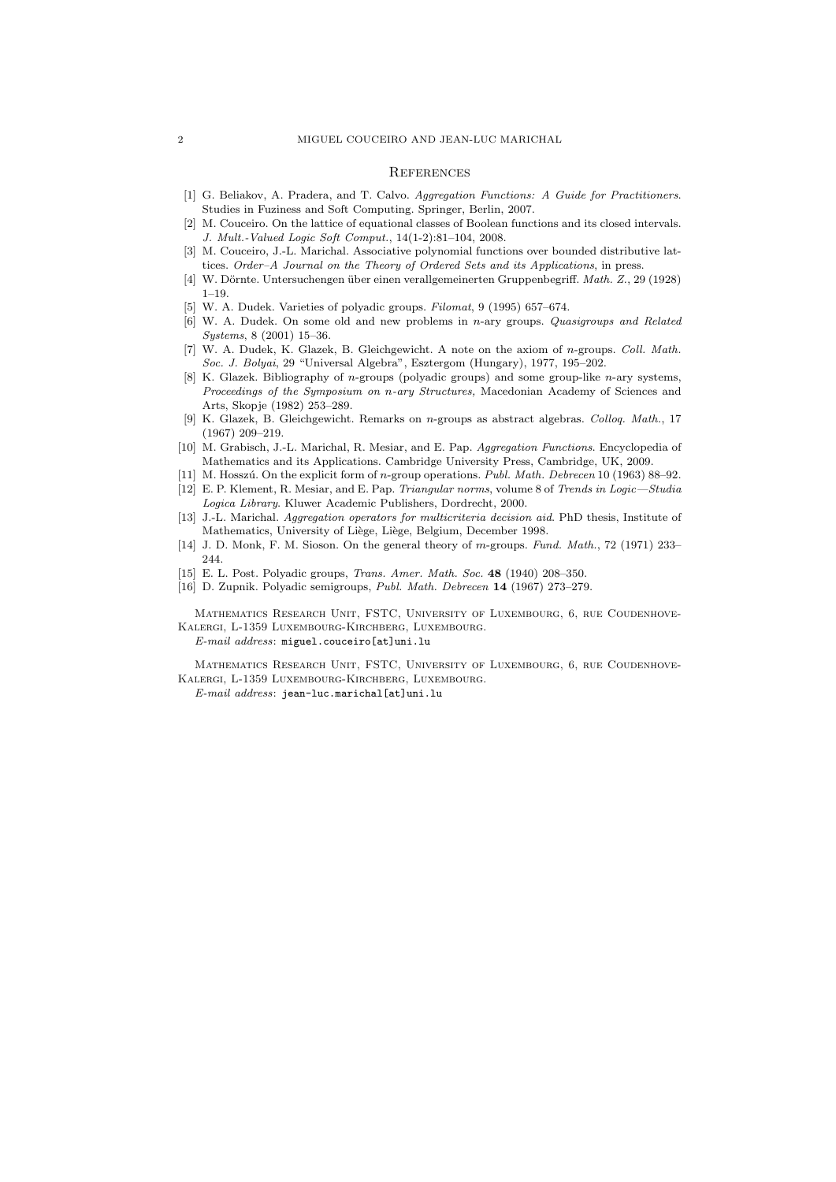## References

[1] G. Beliakov, A. Pradera, and T. Calvo. *Aggregation Functions: A Guide for Practitioners*. Studies in Fuzziness and Soft Computing. Springer, Berlin, 2007.

[2] M. Couceiro. On the lattice of equational classes of Boolean functions and its closed intervals. *J. Mult.-Valued Logic Soft Comput.*, 14(1-2):81–104, 2008.

[3] M. Couceiro, J.-L. Marichal. Associative polynomial functions over bounded distributive lattices. *Order–A Journal on the Theory of Ordered Sets and its Applications*, in press.

[4] W. Dörnte. Untersuchengen über einen verallgemeinerten Gruppenbegriff. *Math. Z.*, 29 (1928) 1–19.

[5] W. A. Dudek. Varieties of polyadic groups. *Filomat*, 9 (1995) 657–674.

[6] W. A. Dudek. On some old and new problems in $n$-ary groups. *Quasigroups and Related Systems*, 8 (2001) 15–36.

[7] W. A. Dudek, K. Glazek, B. Gleichgewicht. A note on the axiom of $n$-groups. *Coll. Math. Soc. J. Bolyai*, 29 "Universal Algebra", Esztergom (Hungary), 1977, 195–202.

[8] K. Glazek. Bibliography of $n$-groups (polyadic groups) and some group-like $n$-ary systems, *Proceedings of the Symposium on $n$-ary Structures,* Macedonian Academy of Sciences and Arts, Skopje (1982) 253–289.

[9] K. Glazek, B. Gleichgewicht. Remarks on $n$-groups as abstract algebras. *Colloq. Math.*, 17 (1967) 209–219.

[10] M. Grabisch, J.-L. Marichal, R. Mesiar, and E. Pap. *Aggregation Functions*. Encyclopedia of Mathematics and its Applications. Cambridge University Press, Cambridge, UK, 2009.

[11] M. Hosszú. On the explicit form of $n$-group operations. *Publ. Math. Debrecen* 10 (1963) 88–92.

[12] E. P. Klement, R. Mesiar, and E. Pap. *Triangular norms*, volume 8 of *Trends in Logic—Studia Logica Library*. Kluwer Academic Publishers, Dordrecht, 2000.

[13] J.-L. Marichal. *Aggregation operators for multicriteria decision aid*. PhD thesis, Institute of Mathematics, University of Liège, Liège, Belgium, December 1998.

[14] J. D. Monk, F. M. Sioson. On the general theory of $m$-groups. *Fund. Math.*, 72 (1971) 233–244.

[15] E. L. Post. Polyadic groups, *Trans. Amer. Math. Soc.* **48** (1940) 208–350.

[16] D. Zupnik. Polyadic semigroups, *Publ. Math. Debrecen* **14** (1967) 273–279.

Mathematics Research Unit, FSTC, University of Luxembourg, 6, rue Coudenhove-Kalergi, L-1359 Luxembourg-Kirchberg, Luxembourg.

*E-mail address*: miguel.couceiro[at]uni.lu

Mathematics Research Unit, FSTC, University of Luxembourg, 6, rue Coudenhove-Kalergi, L-1359 Luxembourg-Kirchberg, Luxembourg.

*E-mail address*: jean-luc.marichal[at]uni.lu